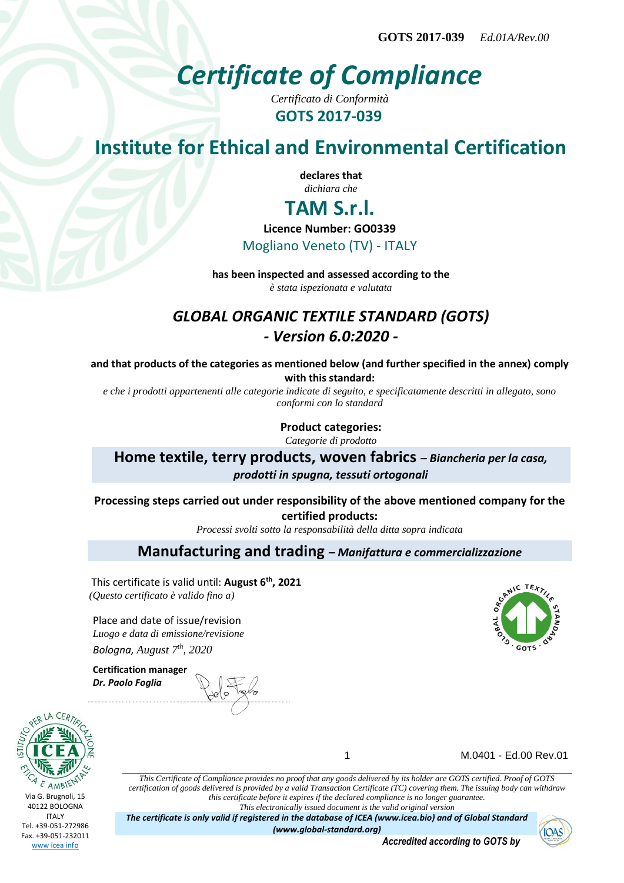**GOTS 2017-039** *Ed.01A/Rev.00*

# *Certificate of Compliance*

*Certificato di Conformità*

**GOTS 2017-039**

## Institute for Ethical and Environmental Certification

**declares that**

*dichiara che*

# TAM S.r.l.

**Licence Number: GO0339**

Mogliano Veneto (TV) - ITALY

**has been inspected and assessed according to the**

*è stata ispezionata e valutata*

## *GLOBAL ORGANIC TEXTILE STANDARD (GOTS)*
## *- Version 6.0:2020 -*

**and that products of the categories as mentioned below (and further specified in the annex) comply with this standard:**

*e che i prodotti appartenenti alle categorie indicate di seguito, e specificatamente descritti in allegato, sono conformi con lo standard*

**Product categories:**

*Categorie di prodotto*

**Home textile, terry products, woven fabrics** ***– Biancheria per la casa, prodotti in spugna, tessuti ortogonali***

**Processing steps carried out under responsibility of the above mentioned company for the certified products:**

*Processi svolti sotto la responsabilità della ditta sopra indicata*

**Manufacturing and trading** ***– Manifattura e commercializzazione***

This certificate is valid until: **August 6th, 2021**

*(Questo certificato è valido fino a)*

Place and date of issue/revision

*Luogo e data di emissione/revisione*

*Bologna, August 7th, 2020*

**Certification manager**

***Dr. Paolo Foglia***

M.0401 - Ed.00 Rev.01

*This Certificate of Compliance provides no proof that any goods delivered by its holder are GOTS certified. Proof of GOTS certification of goods delivered is provided by a valid Transaction Certificate (TC) covering them. The issuing body can withdraw this certificate before it expires if the declared compliance is no longer guarantee.*

*This electronically issued document is the valid original version*

***The certificate is only valid if registered in the database of ICEA (www.icea.bio) and of Global Standard (www.global-standard.org)***

***Accredited according to GOTS by***

Via G. Brugnoli, 15
40122 BOLOGNA
ITALY
Tel. +39-051-272986
Fax. +39-051-232011
www icea info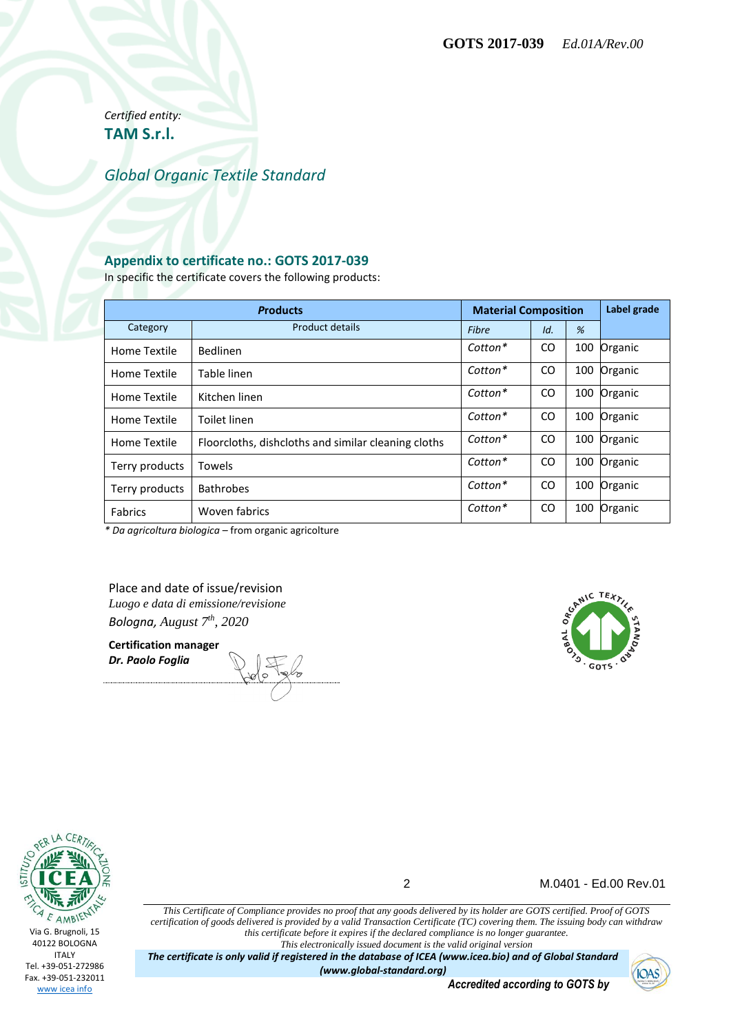Certified entity:
**TAM S.r.l.**

*Global Organic Textile Standard*

## Appendix to certificate no.: GOTS 2017-039

In specific the certificate covers the following products:

| *Products* | | Material Composition | | | Label grade |
|---|---|---|---|---|---|
| Category | Product details | *Fibre* | *Id.* | *%* | |
| Home Textile | Bedlinen | *Cotton** | CO | 100 | Organic |
| Home Textile | Table linen | *Cotton** | CO | 100 | Organic |
| Home Textile | Kitchen linen | *Cotton** | CO | 100 | Organic |
| Home Textile | Toilet linen | *Cotton** | CO | 100 | Organic |
| Home Textile | Floorcloths, dishcloths and similar cleaning cloths | *Cotton** | CO | 100 | Organic |
| Terry products | Towels | *Cotton** | CO | 100 | Organic |
| Terry products | Bathrobes | *Cotton** | CO | 100 | Organic |
| Fabrics | Woven fabrics | *Cotton** | CO | 100 | Organic |

\* *Da agricoltura biologica* – from organic agricolture

Place and date of issue/revision
*Luogo e data di emissione/revisione*
*Bologna, August 7th, 2020*

**Certification manager**
***Dr. Paolo Foglia***

Via G. Brugnoli, 15
40122 BOLOGNA
ITALY
Tel. +39-051-272986
Fax. +39-051-232011
www icea info

*This Certificate of Compliance provides no proof that any goods delivered by its holder are GOTS certified. Proof of GOTS certification of goods delivered is provided by a valid Transaction Certificate (TC) covering them. The issuing body can withdraw this certificate before it expires if the declared compliance is no longer guarantee.*
*This electronically issued document is the valid original version*

***The certificate is only valid if registered in the database of ICEA (www.icea.bio) and of Global Standard (www.global-standard.org)***

***Accredited according to GOTS by***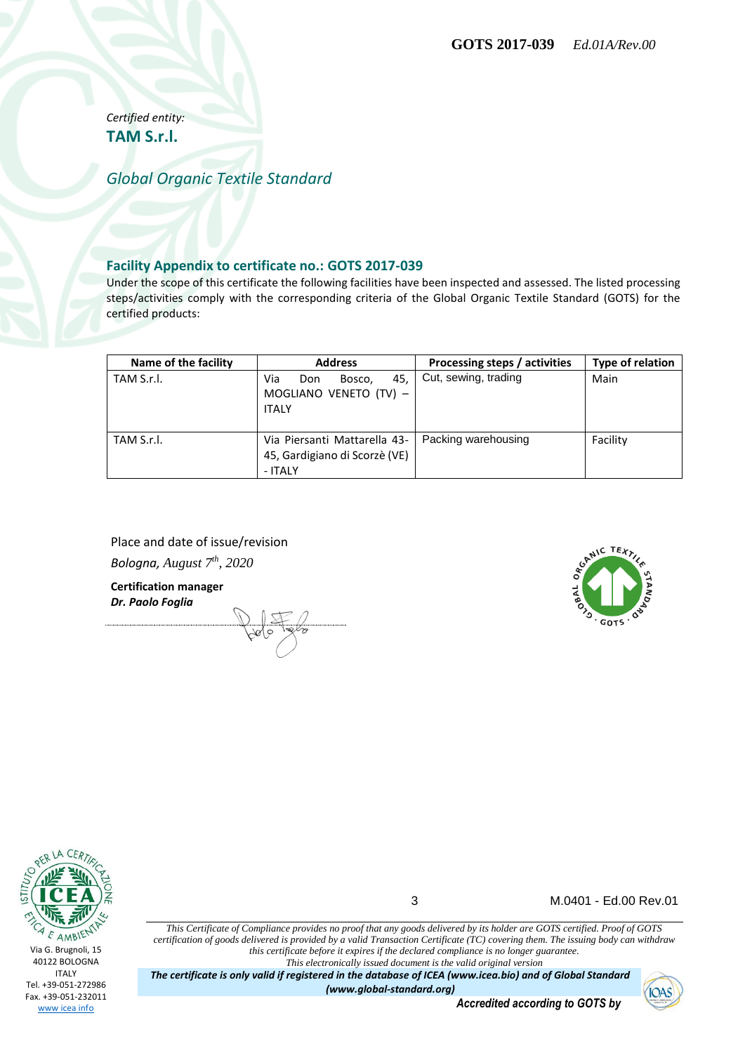GOTS 2017-039 *Ed.01A/Rev.00*

*Certified entity:*
**TAM S.r.l.**

*Global Organic Textile Standard*

## Facility Appendix to certificate no.: GOTS 2017-039

Under the scope of this certificate the following facilities have been inspected and assessed. The listed processing steps/activities comply with the corresponding criteria of the Global Organic Textile Standard (GOTS) for the certified products:

| Name of the facility | Address | Processing steps / activities | Type of relation |
|---|---|---|---|
| TAM S.r.l. | Via Don Bosco, 45, MOGLIANO VENETO (TV) – ITALY | Cut, sewing, trading | Main |
| TAM S.r.l. | Via Piersanti Mattarella 43-45, Gardigiano di Scorzè (VE) - ITALY | Packing warehousing | Facility |

Place and date of issue/revision

*Bologna, August 7th, 2020*

**Certification manager**
***Dr. Paolo Foglia***

Via G. Brugnoli, 15
40122 BOLOGNA
ITALY
Tel. +39-051-272986
Fax. +39-051-232011
www icea info

M.0401 - Ed.00 Rev.01

*This Certificate of Compliance provides no proof that any goods delivered by its holder are GOTS certified. Proof of GOTS certification of goods delivered is provided by a valid Transaction Certificate (TC) covering them. The issuing body can withdraw this certificate before it expires if the declared compliance is no longer guarantee.*
*This electronically issued document is the valid original version*

***The certificate is only valid if registered in the database of ICEA (www.icea.bio) and of Global Standard (www.global-standard.org)***

***Accredited according to GOTS by***